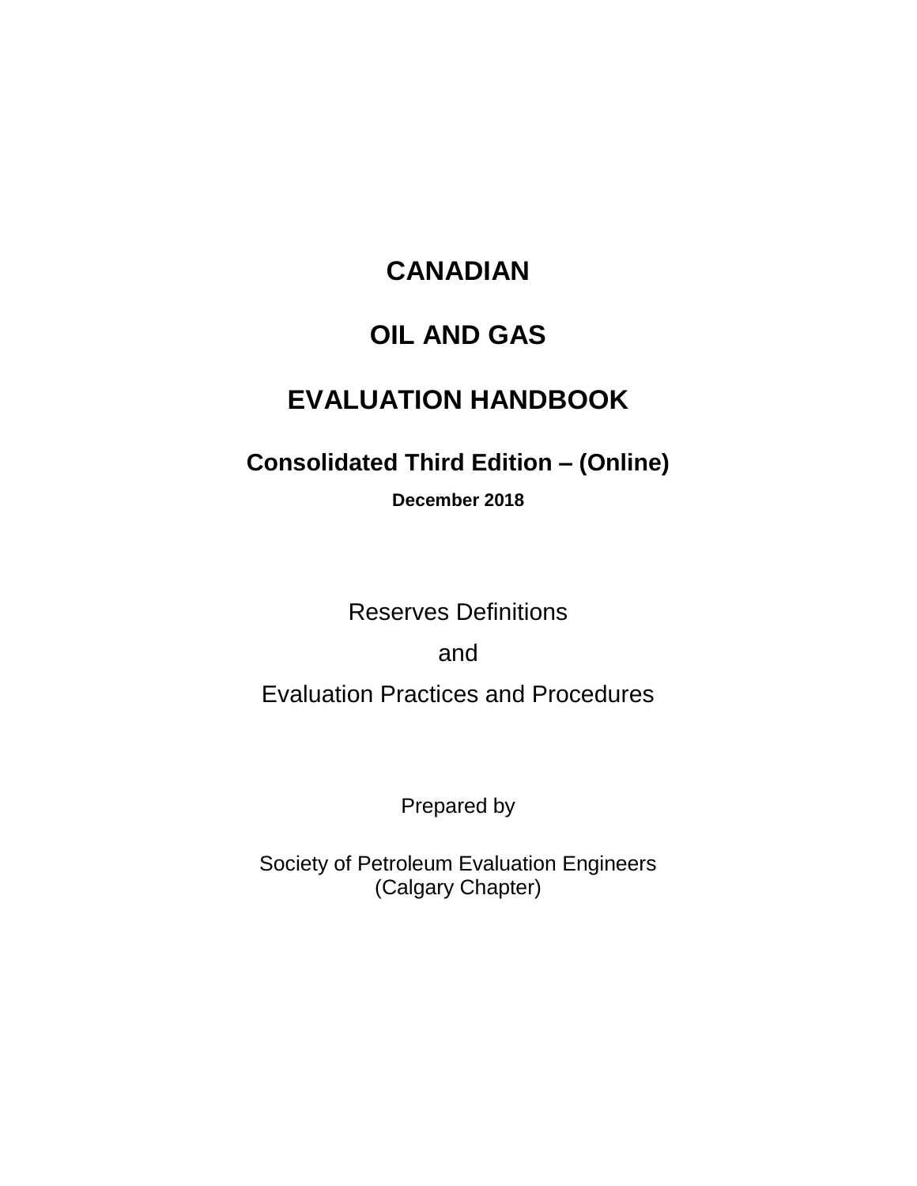# CANADIAN

# OIL AND GAS

# EVALUATION HANDBOOK

## Consolidated Third Edition – (Online)

**December 2018**

Reserves Definitions

and

Evaluation Practices and Procedures

Prepared by

Society of Petroleum Evaluation Engineers
(Calgary Chapter)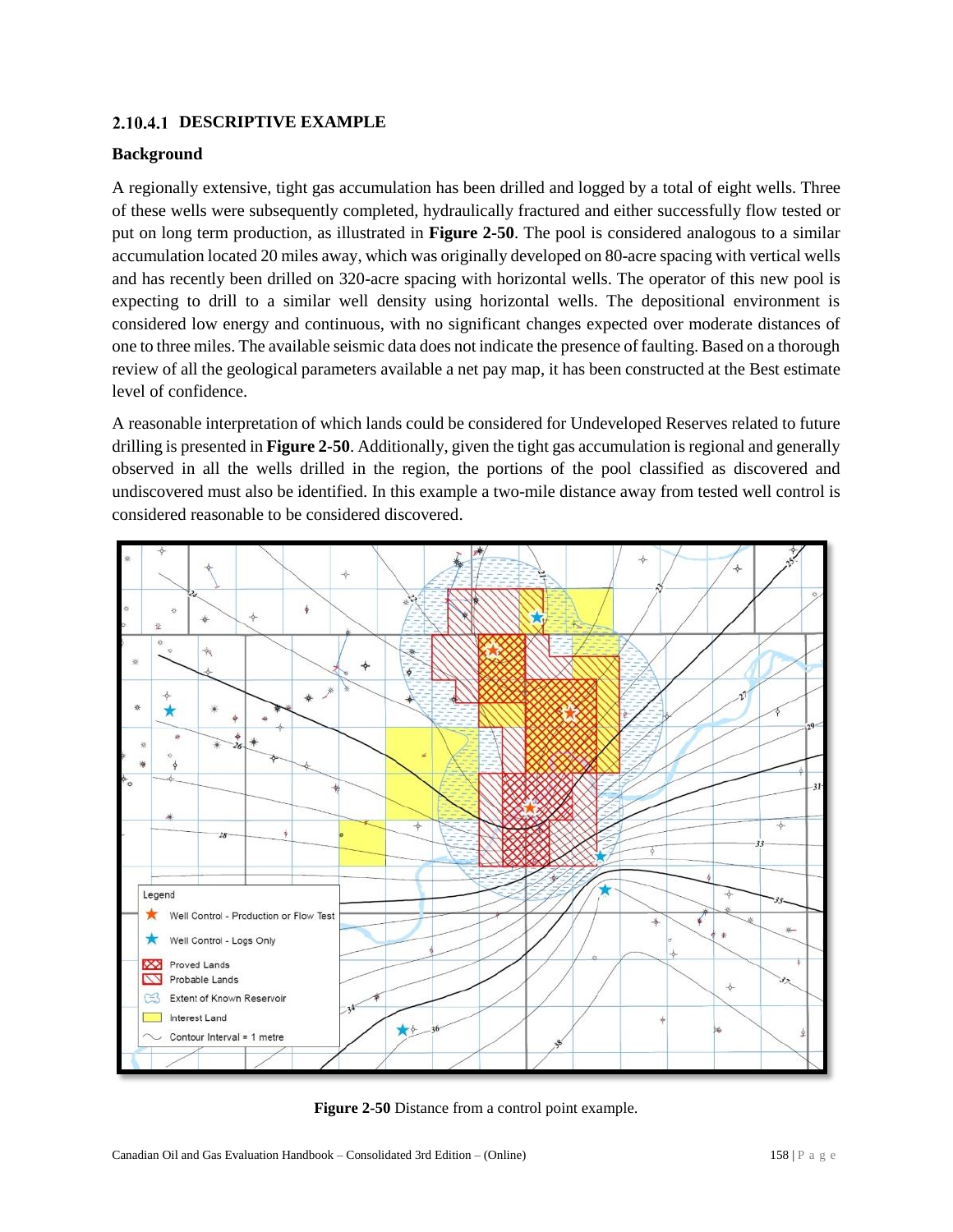### 2.10.4.1 DESCRIPTIVE EXAMPLE

**Background**

A regionally extensive, tight gas accumulation has been drilled and logged by a total of eight wells. Three of these wells were subsequently completed, hydraulically fractured and either successfully flow tested or put on long term production, as illustrated in **Figure 2-50**. The pool is considered analogous to a similar accumulation located 20 miles away, which was originally developed on 80-acre spacing with vertical wells and has recently been drilled on 320-acre spacing with horizontal wells. The operator of this new pool is expecting to drill to a similar well density using horizontal wells. The depositional environment is considered low energy and continuous, with no significant changes expected over moderate distances of one to three miles. The available seismic data does not indicate the presence of faulting. Based on a thorough review of all the geological parameters available a net pay map, it has been constructed at the Best estimate level of confidence.

A reasonable interpretation of which lands could be considered for Undeveloped Reserves related to future drilling is presented in **Figure 2-50**. Additionally, given the tight gas accumulation is regional and generally observed in all the wells drilled in the region, the portions of the pool classified as discovered and undiscovered must also be identified. In this example a two-mile distance away from tested well control is considered reasonable to be considered discovered.

**Figure 2-50** Distance from a control point example.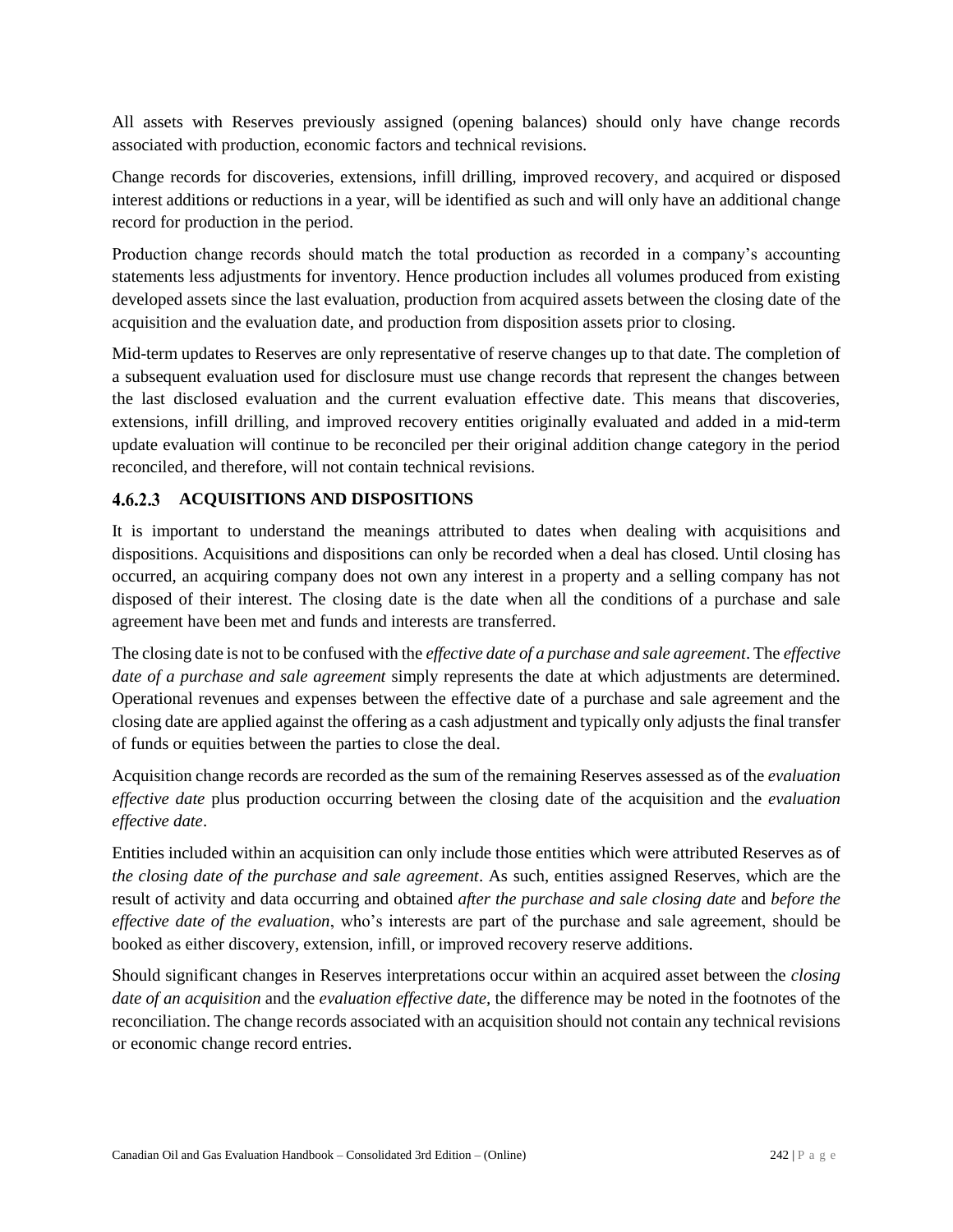All assets with Reserves previously assigned (opening balances) should only have change records associated with production, economic factors and technical revisions.

Change records for discoveries, extensions, infill drilling, improved recovery, and acquired or disposed interest additions or reductions in a year, will be identified as such and will only have an additional change record for production in the period.

Production change records should match the total production as recorded in a company's accounting statements less adjustments for inventory. Hence production includes all volumes produced from existing developed assets since the last evaluation, production from acquired assets between the closing date of the acquisition and the evaluation date, and production from disposition assets prior to closing.

Mid-term updates to Reserves are only representative of reserve changes up to that date. The completion of a subsequent evaluation used for disclosure must use change records that represent the changes between the last disclosed evaluation and the current evaluation effective date. This means that discoveries, extensions, infill drilling, and improved recovery entities originally evaluated and added in a mid-term update evaluation will continue to be reconciled per their original addition change category in the period reconciled, and therefore, will not contain technical revisions.

#### 4.6.2.3 ACQUISITIONS AND DISPOSITIONS

It is important to understand the meanings attributed to dates when dealing with acquisitions and dispositions. Acquisitions and dispositions can only be recorded when a deal has closed. Until closing has occurred, an acquiring company does not own any interest in a property and a selling company has not disposed of their interest. The closing date is the date when all the conditions of a purchase and sale agreement have been met and funds and interests are transferred.

The closing date is not to be confused with the *effective date of a purchase and sale agreement*. The *effective date of a purchase and sale agreement* simply represents the date at which adjustments are determined. Operational revenues and expenses between the effective date of a purchase and sale agreement and the closing date are applied against the offering as a cash adjustment and typically only adjusts the final transfer of funds or equities between the parties to close the deal.

Acquisition change records are recorded as the sum of the remaining Reserves assessed as of the *evaluation effective date* plus production occurring between the closing date of the acquisition and the *evaluation effective date*.

Entities included within an acquisition can only include those entities which were attributed Reserves as of *the closing date of the purchase and sale agreement*. As such, entities assigned Reserves, which are the result of activity and data occurring and obtained *after the purchase and sale closing date* and *before the effective date of the evaluation*, who's interests are part of the purchase and sale agreement, should be booked as either discovery, extension, infill, or improved recovery reserve additions.

Should significant changes in Reserves interpretations occur within an acquired asset between the *closing date of an acquisition* and the *evaluation effective date,* the difference may be noted in the footnotes of the reconciliation. The change records associated with an acquisition should not contain any technical revisions or economic change record entries.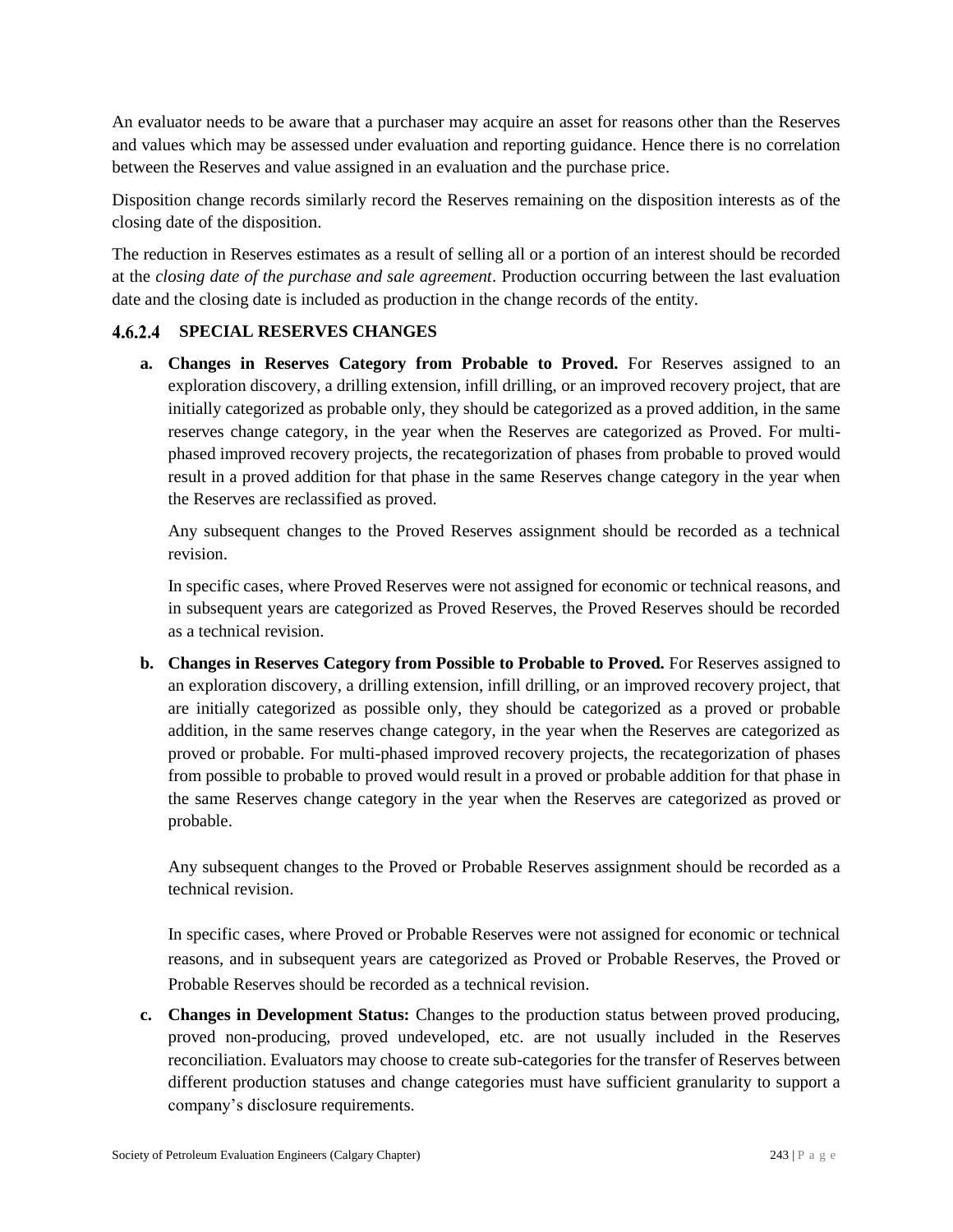An evaluator needs to be aware that a purchaser may acquire an asset for reasons other than the Reserves and values which may be assessed under evaluation and reporting guidance. Hence there is no correlation between the Reserves and value assigned in an evaluation and the purchase price.

Disposition change records similarly record the Reserves remaining on the disposition interests as of the closing date of the disposition.

The reduction in Reserves estimates as a result of selling all or a portion of an interest should be recorded at the *closing date of the purchase and sale agreement*. Production occurring between the last evaluation date and the closing date is included as production in the change records of the entity.

#### 4.6.2.4 SPECIAL RESERVES CHANGES

a. **Changes in Reserves Category from Probable to Proved.** For Reserves assigned to an exploration discovery, a drilling extension, infill drilling, or an improved recovery project, that are initially categorized as probable only, they should be categorized as a proved addition, in the same reserves change category, in the year when the Reserves are categorized as Proved. For multi-phased improved recovery projects, the recategorization of phases from probable to proved would result in a proved addition for that phase in the same Reserves change category in the year when the Reserves are reclassified as proved.

   Any subsequent changes to the Proved Reserves assignment should be recorded as a technical revision.

   In specific cases, where Proved Reserves were not assigned for economic or technical reasons, and in subsequent years are categorized as Proved Reserves, the Proved Reserves should be recorded as a technical revision.

b. **Changes in Reserves Category from Possible to Probable to Proved.** For Reserves assigned to an exploration discovery, a drilling extension, infill drilling, or an improved recovery project, that are initially categorized as possible only, they should be categorized as a proved or probable addition, in the same reserves change category, in the year when the Reserves are categorized as proved or probable. For multi-phased improved recovery projects, the recategorization of phases from possible to probable to proved would result in a proved or probable addition for that phase in the same Reserves change category in the year when the Reserves are categorized as proved or probable.

   Any subsequent changes to the Proved or Probable Reserves assignment should be recorded as a technical revision.

   In specific cases, where Proved or Probable Reserves were not assigned for economic or technical reasons, and in subsequent years are categorized as Proved or Probable Reserves, the Proved or Probable Reserves should be recorded as a technical revision.

c. **Changes in Development Status:** Changes to the production status between proved producing, proved non-producing, proved undeveloped, etc. are not usually included in the Reserves reconciliation. Evaluators may choose to create sub-categories for the transfer of Reserves between different production statuses and change categories must have sufficient granularity to support a company's disclosure requirements.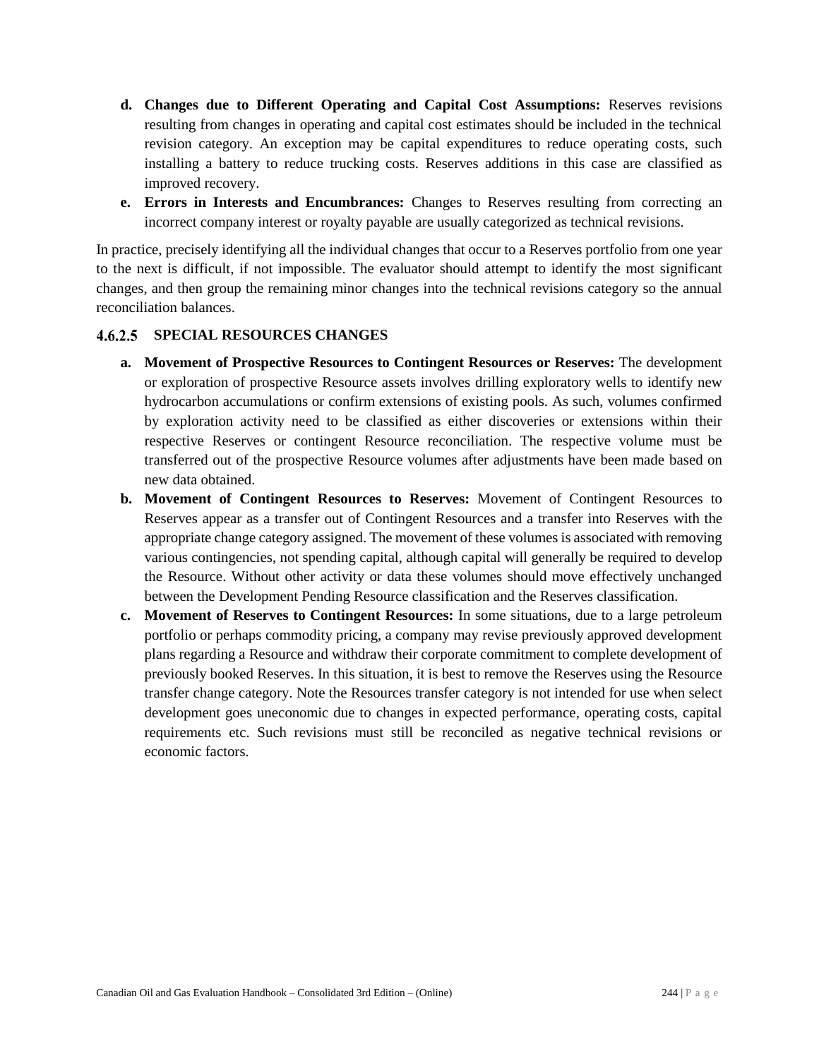**d. Changes due to Different Operating and Capital Cost Assumptions:** Reserves revisions resulting from changes in operating and capital cost estimates should be included in the technical revision category. An exception may be capital expenditures to reduce operating costs, such installing a battery to reduce trucking costs. Reserves additions in this case are classified as improved recovery.

**e. Errors in Interests and Encumbrances:** Changes to Reserves resulting from correcting an incorrect company interest or royalty payable are usually categorized as technical revisions.

In practice, precisely identifying all the individual changes that occur to a Reserves portfolio from one year to the next is difficult, if not impossible. The evaluator should attempt to identify the most significant changes, and then group the remaining minor changes into the technical revisions category so the annual reconciliation balances.

#### 4.6.2.5 SPECIAL RESOURCES CHANGES

**a. Movement of Prospective Resources to Contingent Resources or Reserves:** The development or exploration of prospective Resource assets involves drilling exploratory wells to identify new hydrocarbon accumulations or confirm extensions of existing pools. As such, volumes confirmed by exploration activity need to be classified as either discoveries or extensions within their respective Reserves or contingent Resource reconciliation. The respective volume must be transferred out of the prospective Resource volumes after adjustments have been made based on new data obtained.

**b. Movement of Contingent Resources to Reserves:** Movement of Contingent Resources to Reserves appear as a transfer out of Contingent Resources and a transfer into Reserves with the appropriate change category assigned. The movement of these volumes is associated with removing various contingencies, not spending capital, although capital will generally be required to develop the Resource. Without other activity or data these volumes should move effectively unchanged between the Development Pending Resource classification and the Reserves classification.

**c. Movement of Reserves to Contingent Resources:** In some situations, due to a large petroleum portfolio or perhaps commodity pricing, a company may revise previously approved development plans regarding a Resource and withdraw their corporate commitment to complete development of previously booked Reserves. In this situation, it is best to remove the Reserves using the Resource transfer change category. Note the Resources transfer category is not intended for use when select development goes uneconomic due to changes in expected performance, operating costs, capital requirements etc. Such revisions must still be reconciled as negative technical revisions or economic factors.